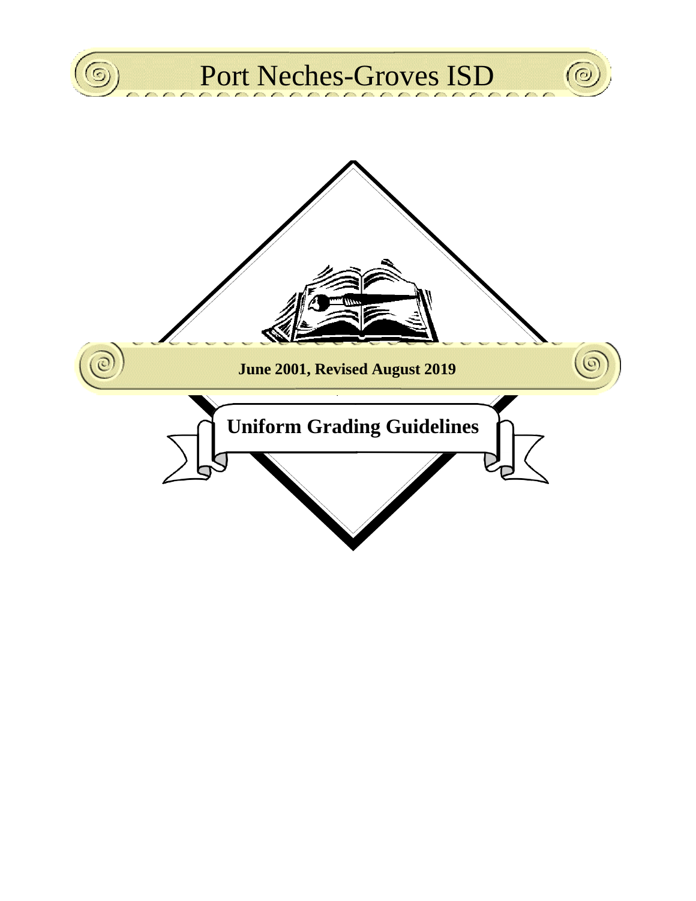# Port Neches-Groves ISD

**June 2001, Revised August 2019**

## Uniform Grading Guidelines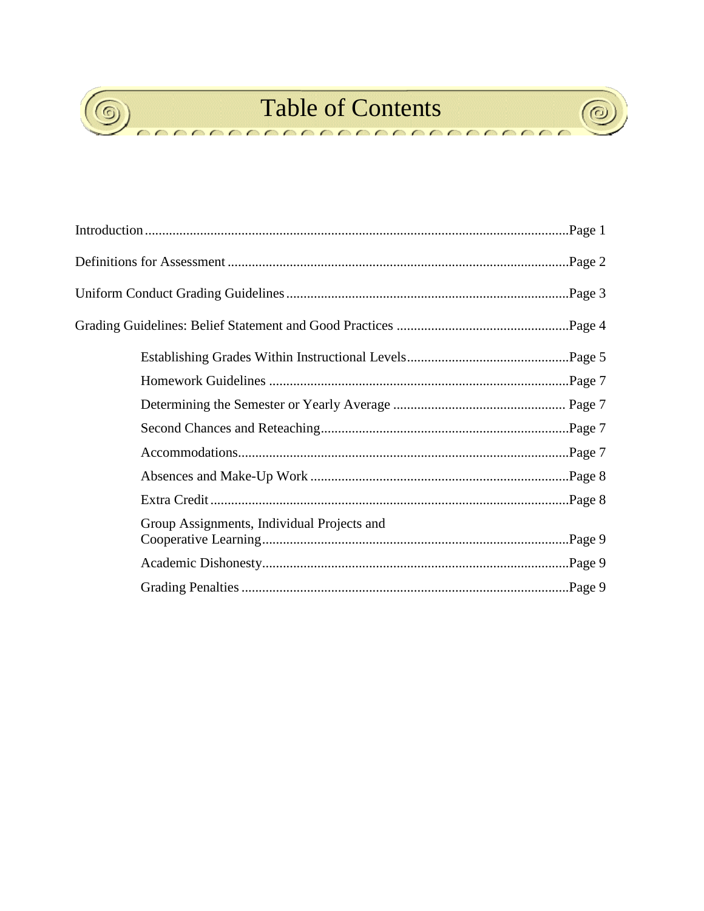# Table of Contents

Introduction ........................................................................................................ Page 1

Definitions for Assessment .................................................................................. Page 2

Uniform Conduct Grading Guidelines ................................................................. Page 3

Grading Guidelines: Belief Statement and Good Practices .................................. Page 4

- Establishing Grades Within Instructional Levels ............................................... Page 5
- Homework Guidelines ...................................................................................... Page 7
- Determining the Semester or Yearly Average .................................................. Page 7
- Second Chances and Reteaching ....................................................................... Page 7
- Accommodations ............................................................................................... Page 7
- Absences and Make-Up Work ........................................................................... Page 8
- Extra Credit ....................................................................................................... Page 8
- Group Assignments, Individual Projects and Cooperative Learning ................. Page 9
- Academic Dishonesty ........................................................................................ Page 9
- Grading Penalties .............................................................................................. Page 9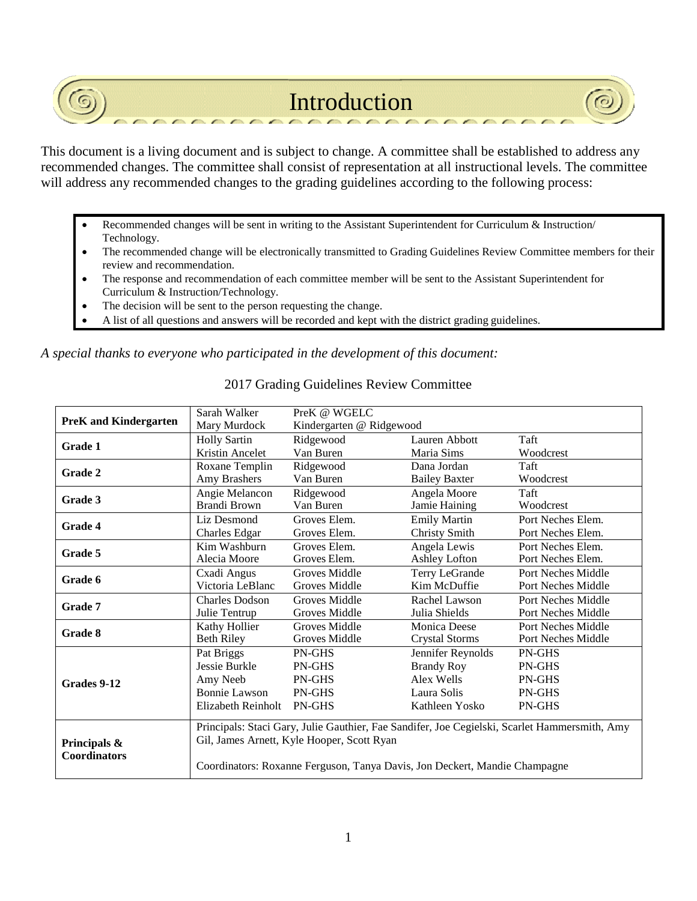# Introduction

This document is a living document and is subject to change. A committee shall be established to address any recommended changes. The committee shall consist of representation at all instructional levels. The committee will address any recommended changes to the grading guidelines according to the following process:

- Recommended changes will be sent in writing to the Assistant Superintendent for Curriculum & Instruction/ Technology.
- The recommended change will be electronically transmitted to Grading Guidelines Review Committee members for their review and recommendation.
- The response and recommendation of each committee member will be sent to the Assistant Superintendent for Curriculum & Instruction/Technology.
- The decision will be sent to the person requesting the change.
- A list of all questions and answers will be recorded and kept with the district grading guidelines.

*A special thanks to everyone who participated in the development of this document:*

2017 Grading Guidelines Review Committee

| | | | | |
|---|---|---|---|---|
| **PreK and Kindergarten** | Sarah Walker<br>Mary Murdock | PreK @ WGELC<br>Kindergarten @ Ridgewood | | |
| **Grade 1** | Holly Sartin<br>Kristin Ancelet | Ridgewood<br>Van Buren | Lauren Abbott<br>Maria Sims | Taft<br>Woodcrest |
| **Grade 2** | Roxane Templin<br>Amy Brashers | Ridgewood<br>Van Buren | Dana Jordan<br>Bailey Baxter | Taft<br>Woodcrest |
| **Grade 3** | Angie Melancon<br>Brandi Brown | Ridgewood<br>Van Buren | Angela Moore<br>Jamie Haining | Taft<br>Woodcrest |
| **Grade 4** | Liz Desmond<br>Charles Edgar | Groves Elem.<br>Groves Elem. | Emily Martin<br>Christy Smith | Port Neches Elem.<br>Port Neches Elem. |
| **Grade 5** | Kim Washburn<br>Alecia Moore | Groves Elem.<br>Groves Elem. | Angela Lewis<br>Ashley Lofton | Port Neches Elem.<br>Port Neches Elem. |
| **Grade 6** | Cxadi Angus<br>Victoria LeBlanc | Groves Middle<br>Groves Middle | Terry LeGrande<br>Kim McDuffie | Port Neches Middle<br>Port Neches Middle |
| **Grade 7** | Charles Dodson<br>Julie Tentrup | Groves Middle<br>Groves Middle | Rachel Lawson<br>Julia Shields | Port Neches Middle<br>Port Neches Middle |
| **Grade 8** | Kathy Hollier<br>Beth Riley | Groves Middle<br>Groves Middle | Monica Deese<br>Crystal Storms | Port Neches Middle<br>Port Neches Middle |
| **Grades 9-12** | Pat Briggs<br>Jessie Burkle<br>Amy Neeb<br>Bonnie Lawson<br>Elizabeth Reinholt | PN-GHS<br>PN-GHS<br>PN-GHS<br>PN-GHS<br>PN-GHS | Jennifer Reynolds<br>Brandy Roy<br>Alex Wells<br>Laura Solis<br>Kathleen Yosko | PN-GHS<br>PN-GHS<br>PN-GHS<br>PN-GHS<br>PN-GHS |
| **Principals & Coordinators** | Principals: Staci Gary, Julie Gauthier, Fae Sandifer, Joe Cegielski, Scarlet Hammersmith, Amy Gil, James Arnett, Kyle Hooper, Scott Ryan<br><br>Coordinators: Roxanne Ferguson, Tanya Davis, Jon Deckert, Mandie Champagne | | | |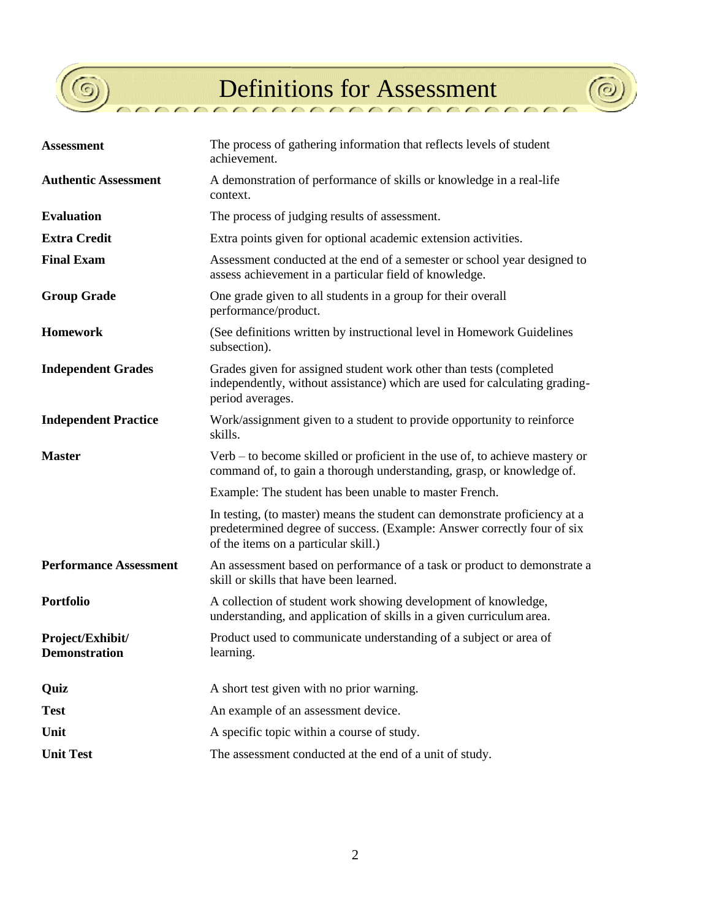# Definitions for Assessment

| | |
|---|---|
| **Assessment** | The process of gathering information that reflects levels of student achievement. |
| **Authentic Assessment** | A demonstration of performance of skills or knowledge in a real-life context. |
| **Evaluation** | The process of judging results of assessment. |
| **Extra Credit** | Extra points given for optional academic extension activities. |
| **Final Exam** | Assessment conducted at the end of a semester or school year designed to assess achievement in a particular field of knowledge. |
| **Group Grade** | One grade given to all students in a group for their overall performance/product. |
| **Homework** | (See definitions written by instructional level in Homework Guidelines subsection). |
| **Independent Grades** | Grades given for assigned student work other than tests (completed independently, without assistance) which are used for calculating grading-period averages. |
| **Independent Practice** | Work/assignment given to a student to provide opportunity to reinforce skills. |
| **Master** | Verb – to become skilled or proficient in the use of, to achieve mastery or command of, to gain a thorough understanding, grasp, or knowledge of. |
| | Example: The student has been unable to master French. |
| | In testing, (to master) means the student can demonstrate proficiency at a predetermined degree of success. (Example: Answer correctly four of six of the items on a particular skill.) |
| **Performance Assessment** | An assessment based on performance of a task or product to demonstrate a skill or skills that have been learned. |
| **Portfolio** | A collection of student work showing development of knowledge, understanding, and application of skills in a given curriculum area. |
| **Project/Exhibit/ Demonstration** | Product used to communicate understanding of a subject or area of learning. |
| **Quiz** | A short test given with no prior warning. |
| **Test** | An example of an assessment device. |
| **Unit** | A specific topic within a course of study. |
| **Unit Test** | The assessment conducted at the end of a unit of study. |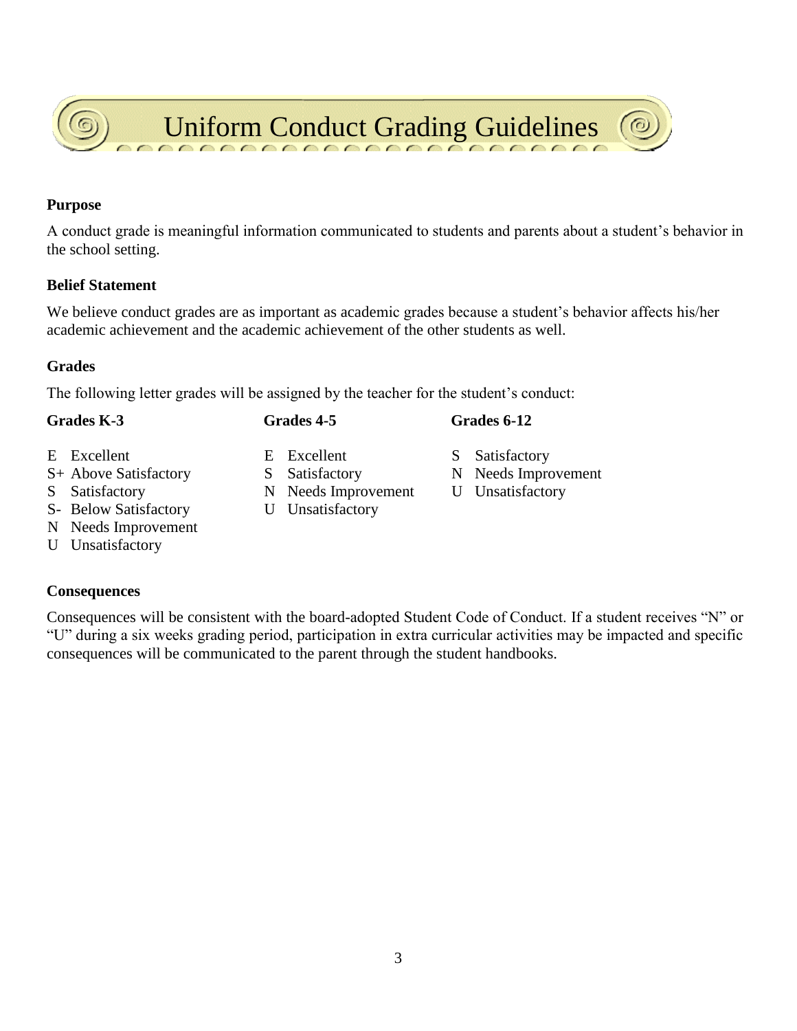# Uniform Conduct Grading Guidelines

**Purpose**

A conduct grade is meaningful information communicated to students and parents about a student's behavior in the school setting.

**Belief Statement**

We believe conduct grades are as important as academic grades because a student's behavior affects his/her academic achievement and the academic achievement of the other students as well.

**Grades**

The following letter grades will be assigned by the teacher for the student's conduct:

**Grades K-3**

- E Excellent
- S+ Above Satisfactory
- S Satisfactory
- S- Below Satisfactory
- N Needs Improvement
- U Unsatisfactory

**Grades 4-5**

- E Excellent
- S Satisfactory
- N Needs Improvement
- U Unsatisfactory

**Grades 6-12**

- S Satisfactory
- N Needs Improvement
- U Unsatisfactory

**Consequences**

Consequences will be consistent with the board-adopted Student Code of Conduct. If a student receives "N" or "U" during a six weeks grading period, participation in extra curricular activities may be impacted and specific consequences will be communicated to the parent through the student handbooks.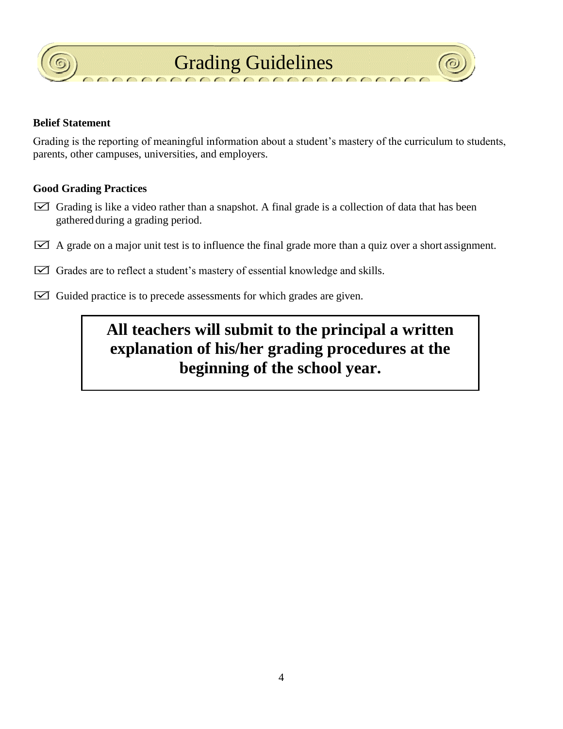# Grading Guidelines

**Belief Statement**

Grading is the reporting of meaningful information about a student's mastery of the curriculum to students, parents, other campuses, universities, and employers.

**Good Grading Practices**

- ☑ Grading is like a video rather than a snapshot. A final grade is a collection of data that has been gathered during a grading period.
- ☑ A grade on a major unit test is to influence the final grade more than a quiz over a short assignment.
- ☑ Grades are to reflect a student's mastery of essential knowledge and skills.
- ☑ Guided practice is to precede assessments for which grades are given.

**All teachers will submit to the principal a written explanation of his/her grading procedures at the beginning of the school year.**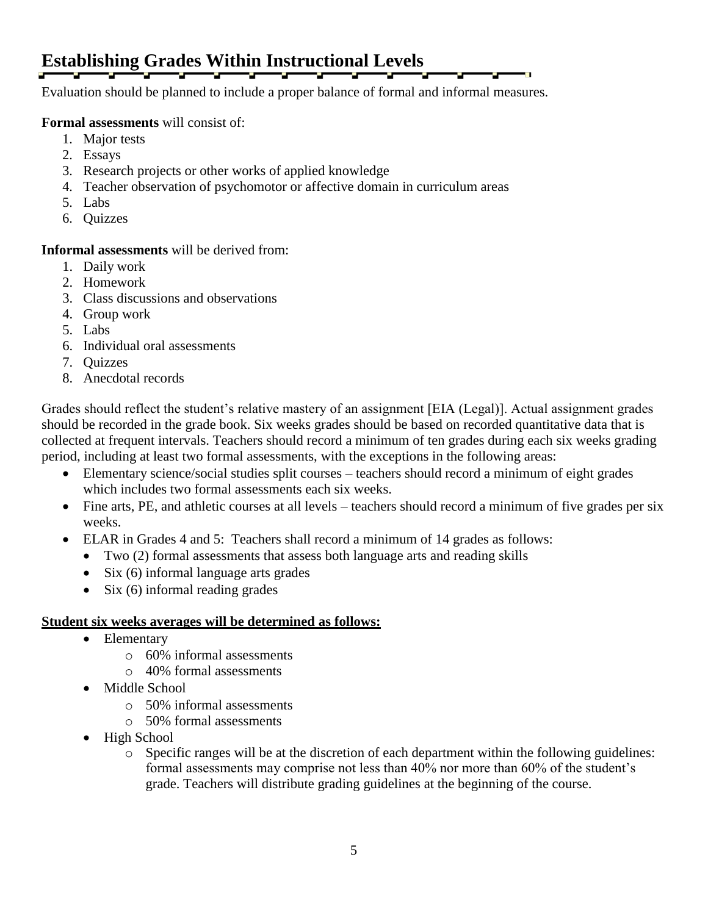# Establishing Grades Within Instructional Levels

Evaluation should be planned to include a proper balance of formal and informal measures.

**Formal assessments** will consist of:

1. Major tests
2. Essays
3. Research projects or other works of applied knowledge
4. Teacher observation of psychomotor or affective domain in curriculum areas
5. Labs
6. Quizzes

**Informal assessments** will be derived from:

1. Daily work
2. Homework
3. Class discussions and observations
4. Group work
5. Labs
6. Individual oral assessments
7. Quizzes
8. Anecdotal records

Grades should reflect the student's relative mastery of an assignment [EIA (Legal)]. Actual assignment grades should be recorded in the grade book. Six weeks grades should be based on recorded quantitative data that is collected at frequent intervals. Teachers should record a minimum of ten grades during each six weeks grading period, including at least two formal assessments, with the exceptions in the following areas:

- Elementary science/social studies split courses – teachers should record a minimum of eight grades which includes two formal assessments each six weeks.
- Fine arts, PE, and athletic courses at all levels – teachers should record a minimum of five grades per six weeks.
- ELAR in Grades 4 and 5: Teachers shall record a minimum of 14 grades as follows:
  - Two (2) formal assessments that assess both language arts and reading skills
  - Six (6) informal language arts grades
  - Six (6) informal reading grades

<u>**Student six weeks averages will be determined as follows:**</u>

- Elementary
  - 60% informal assessments
  - 40% formal assessments
- Middle School
  - 50% informal assessments
  - 50% formal assessments
- High School
  - Specific ranges will be at the discretion of each department within the following guidelines: formal assessments may comprise not less than 40% nor more than 60% of the student's grade. Teachers will distribute grading guidelines at the beginning of the course.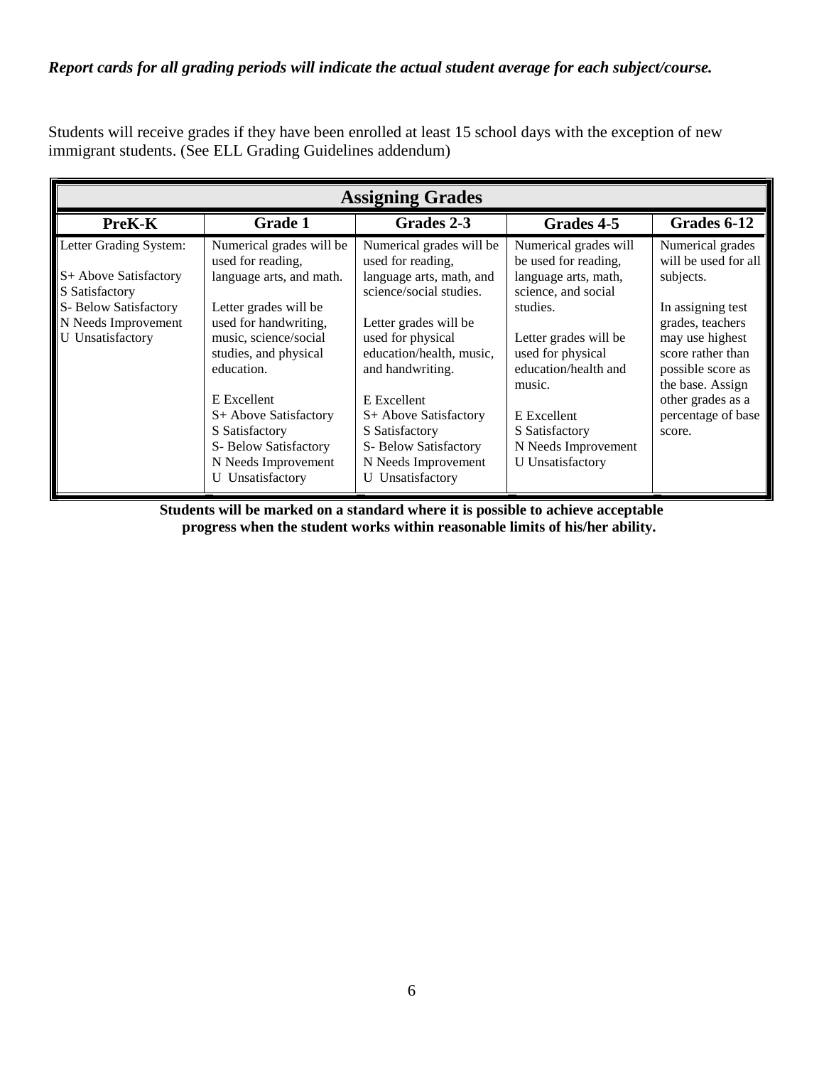***Report cards for all grading periods will indicate the actual student average for each subject/course.***

Students will receive grades if they have been enrolled at least 15 school days with the exception of new immigrant students. (See ELL Grading Guidelines addendum)

| **Assigning Grades** | | | | |
|---|---|---|---|---|
| **PreK-K** | **Grade 1** | **Grades 2-3** | **Grades 4-5** | **Grades 6-12** |
| Letter Grading System:<br><br>S+ Above Satisfactory<br>S Satisfactory<br>S- Below Satisfactory<br>N Needs Improvement<br>U Unsatisfactory | Numerical grades will be used for reading, language arts, and math.<br><br>Letter grades will be used for handwriting, music, science/social studies, and physical education.<br><br>E Excellent<br>S+ Above Satisfactory<br>S Satisfactory<br>S- Below Satisfactory<br>N Needs Improvement<br>U Unsatisfactory | Numerical grades will be used for reading, language arts, math, and science/social studies.<br><br>Letter grades will be used for physical education/health, music, and handwriting.<br><br>E Excellent<br>S+ Above Satisfactory<br>S Satisfactory<br>S- Below Satisfactory<br>N Needs Improvement<br>U Unsatisfactory | Numerical grades will be used for reading, language arts, math, science, and social studies.<br><br>Letter grades will be used for physical education/health and music.<br><br>E Excellent<br>S Satisfactory<br>N Needs Improvement<br>U Unsatisfactory | Numerical grades will be used for all subjects.<br><br>In assigning test grades, teachers may use highest score rather than possible score as the base. Assign other grades as a percentage of base score. |

**Students will be marked on a standard where it is possible to achieve acceptable progress when the student works within reasonable limits of his/her ability.**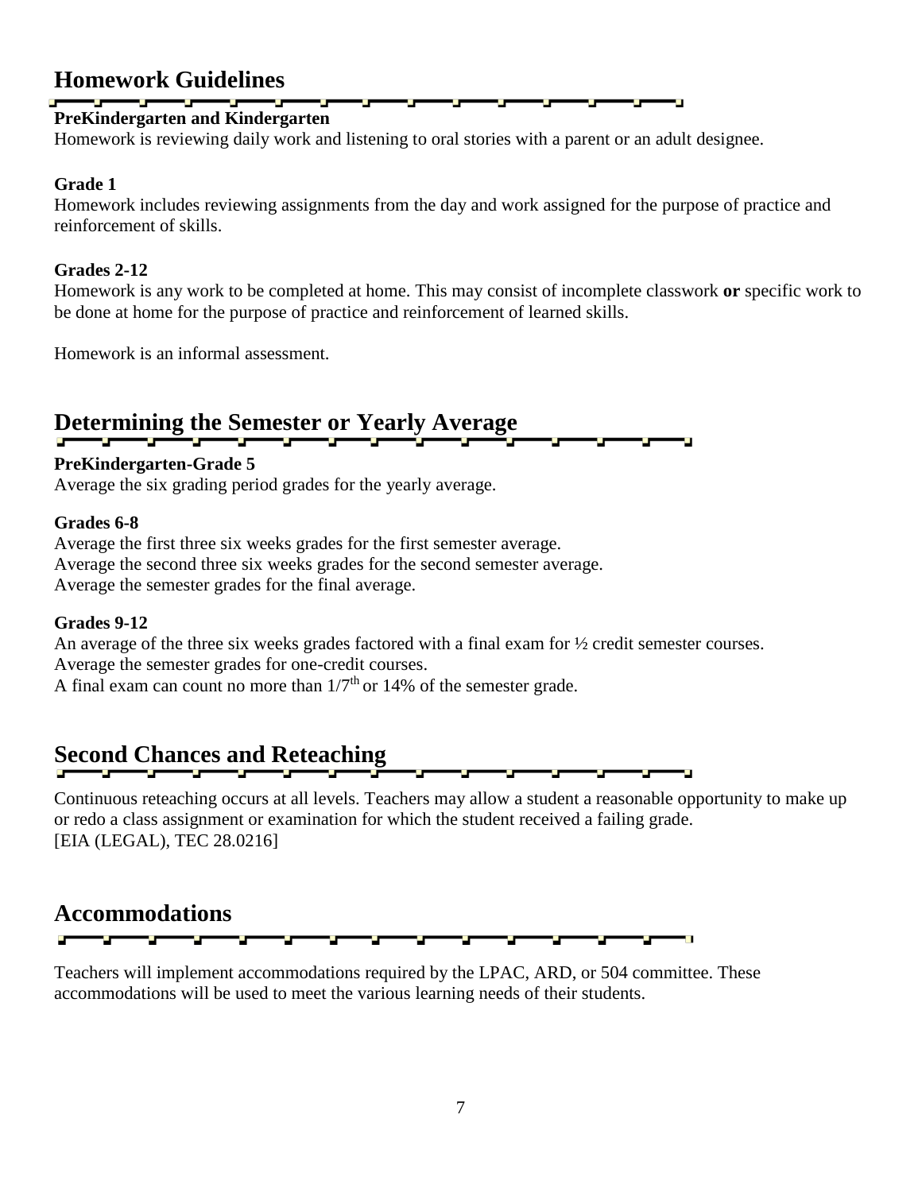## Homework Guidelines

**PreKindergarten and Kindergarten**
Homework is reviewing daily work and listening to oral stories with a parent or an adult designee.

**Grade 1**
Homework includes reviewing assignments from the day and work assigned for the purpose of practice and reinforcement of skills.

**Grades 2-12**
Homework is any work to be completed at home. This may consist of incomplete classwork **or** specific work to be done at home for the purpose of practice and reinforcement of learned skills.

Homework is an informal assessment.

## Determining the Semester or Yearly Average

**PreKindergarten-Grade 5**
Average the six grading period grades for the yearly average.

**Grades 6-8**
Average the first three six weeks grades for the first semester average.
Average the second three six weeks grades for the second semester average.
Average the semester grades for the final average.

**Grades 9-12**
An average of the three six weeks grades factored with a final exam for ½ credit semester courses.
Average the semester grades for one-credit courses.
A final exam can count no more than $1/7^{th}$ or 14% of the semester grade.

## Second Chances and Reteaching

Continuous reteaching occurs at all levels. Teachers may allow a student a reasonable opportunity to make up or redo a class assignment or examination for which the student received a failing grade.
[EIA (LEGAL), TEC 28.0216]

## Accommodations

Teachers will implement accommodations required by the LPAC, ARD, or 504 committee. These accommodations will be used to meet the various learning needs of their students.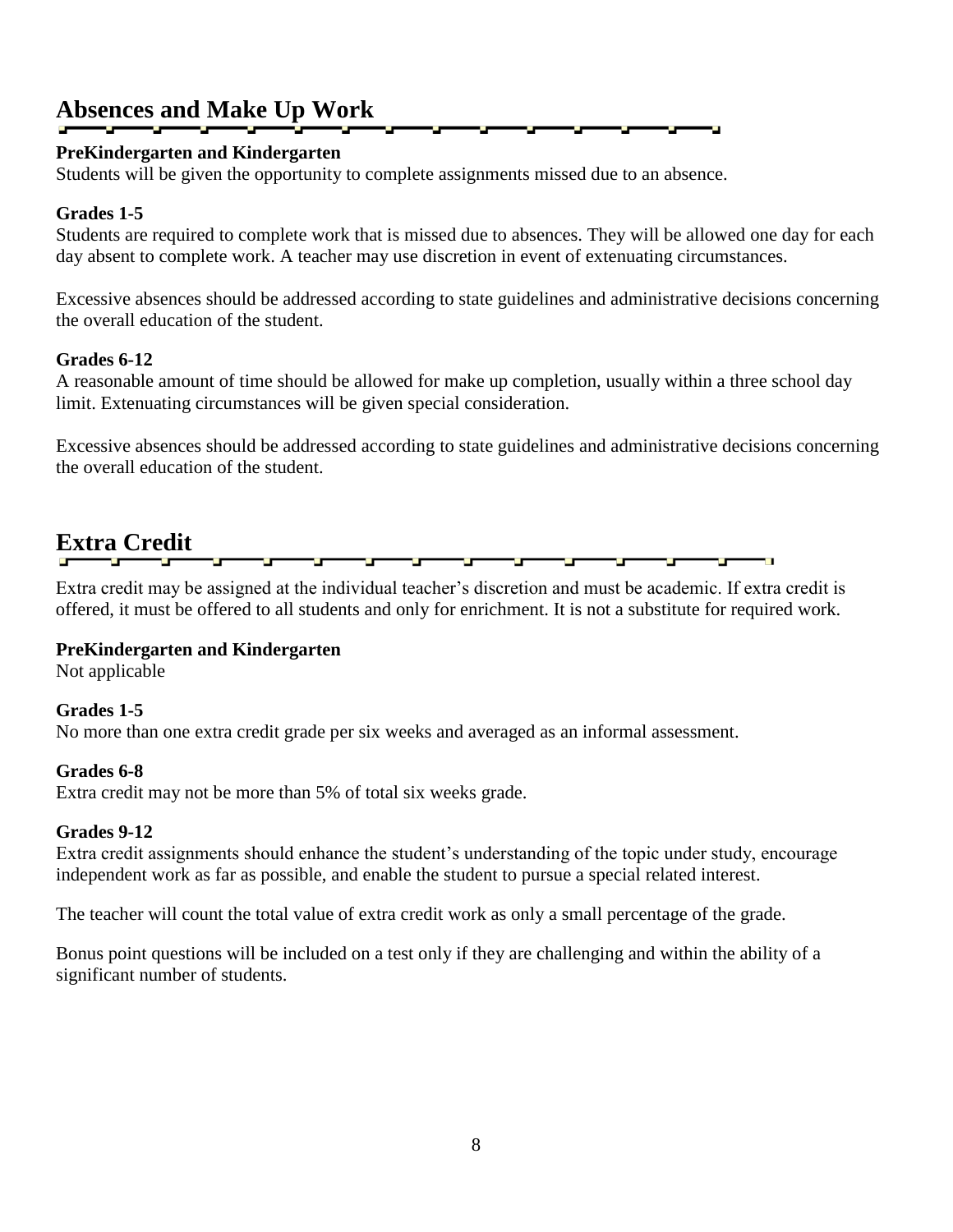## Absences and Make Up Work

**PreKindergarten and Kindergarten**
Students will be given the opportunity to complete assignments missed due to an absence.

**Grades 1-5**
Students are required to complete work that is missed due to absences. They will be allowed one day for each day absent to complete work. A teacher may use discretion in event of extenuating circumstances.

Excessive absences should be addressed according to state guidelines and administrative decisions concerning the overall education of the student.

**Grades 6-12**
A reasonable amount of time should be allowed for make up completion, usually within a three school day limit. Extenuating circumstances will be given special consideration.

Excessive absences should be addressed according to state guidelines and administrative decisions concerning the overall education of the student.

## Extra Credit

Extra credit may be assigned at the individual teacher's discretion and must be academic. If extra credit is offered, it must be offered to all students and only for enrichment. It is not a substitute for required work.

**PreKindergarten and Kindergarten**
Not applicable

**Grades 1-5**
No more than one extra credit grade per six weeks and averaged as an informal assessment.

**Grades 6-8**
Extra credit may not be more than 5% of total six weeks grade.

**Grades 9-12**
Extra credit assignments should enhance the student's understanding of the topic under study, encourage independent work as far as possible, and enable the student to pursue a special related interest.

The teacher will count the total value of extra credit work as only a small percentage of the grade.

Bonus point questions will be included on a test only if they are challenging and within the ability of a significant number of students.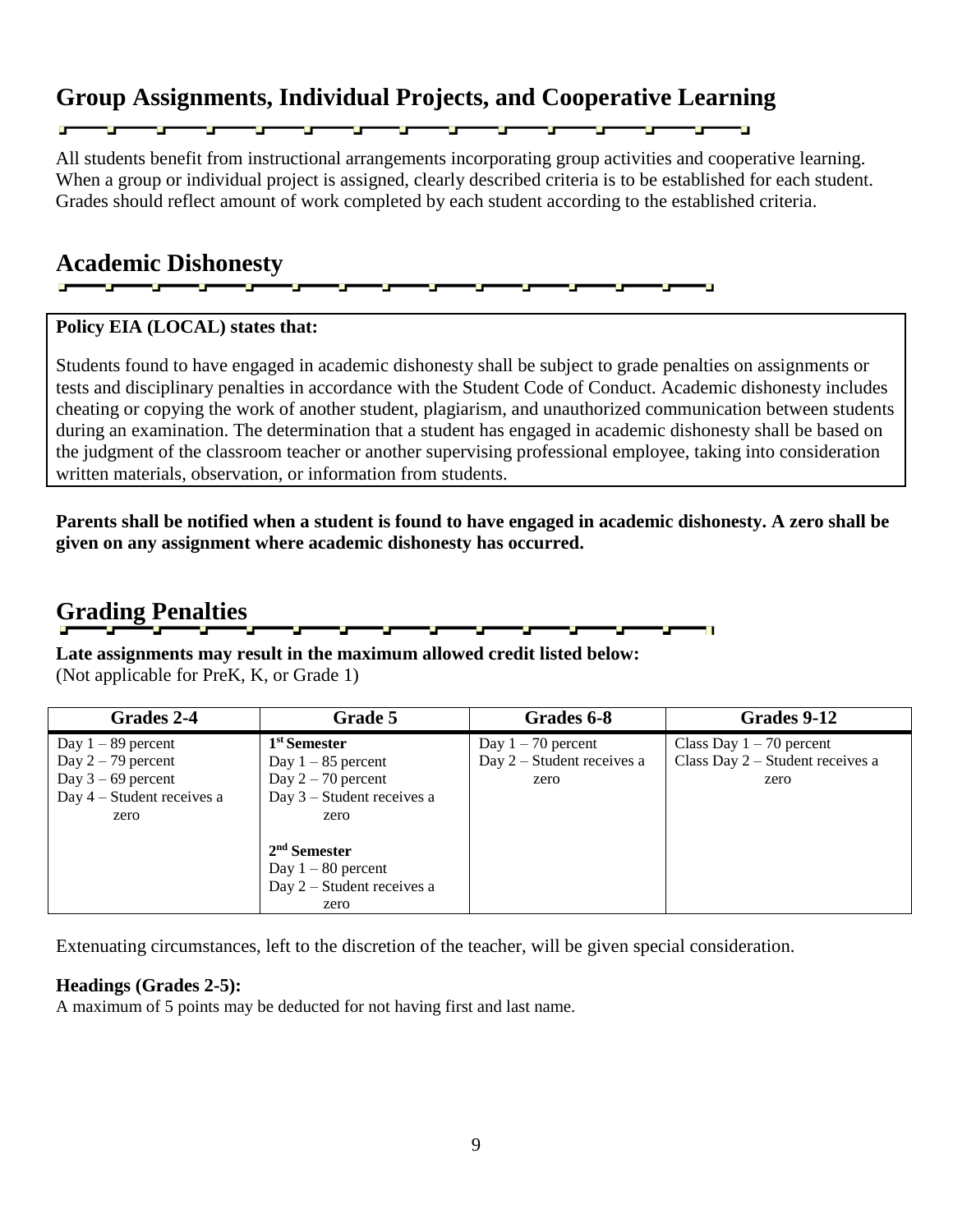## Group Assignments, Individual Projects, and Cooperative Learning

All students benefit from instructional arrangements incorporating group activities and cooperative learning. When a group or individual project is assigned, clearly described criteria is to be established for each student. Grades should reflect amount of work completed by each student according to the established criteria.

## Academic Dishonesty

**Policy EIA (LOCAL) states that:**

Students found to have engaged in academic dishonesty shall be subject to grade penalties on assignments or tests and disciplinary penalties in accordance with the Student Code of Conduct. Academic dishonesty includes cheating or copying the work of another student, plagiarism, and unauthorized communication between students during an examination. The determination that a student has engaged in academic dishonesty shall be based on the judgment of the classroom teacher or another supervising professional employee, taking into consideration written materials, observation, or information from students.

**Parents shall be notified when a student is found to have engaged in academic dishonesty. A zero shall be given on any assignment where academic dishonesty has occurred.**

## Grading Penalties

**Late assignments may result in the maximum allowed credit listed below:**
(Not applicable for PreK, K, or Grade 1)

| Grades 2-4 | Grade 5 | Grades 6-8 | Grades 9-12 |
|---|---|---|---|
| Day 1 – 89 percent<br>Day 2 – 79 percent<br>Day 3 – 69 percent<br>Day 4 – Student receives a zero | **1st Semester**<br>Day 1 – 85 percent<br>Day 2 – 70 percent<br>Day 3 – Student receives a zero<br><br>**2nd Semester**<br>Day 1 – 80 percent<br>Day 2 – Student receives a zero | Day 1 – 70 percent<br>Day 2 – Student receives a zero | Class Day 1 – 70 percent<br>Class Day 2 – Student receives a zero |

Extenuating circumstances, left to the discretion of the teacher, will be given special consideration.

**Headings (Grades 2-5):**
A maximum of 5 points may be deducted for not having first and last name.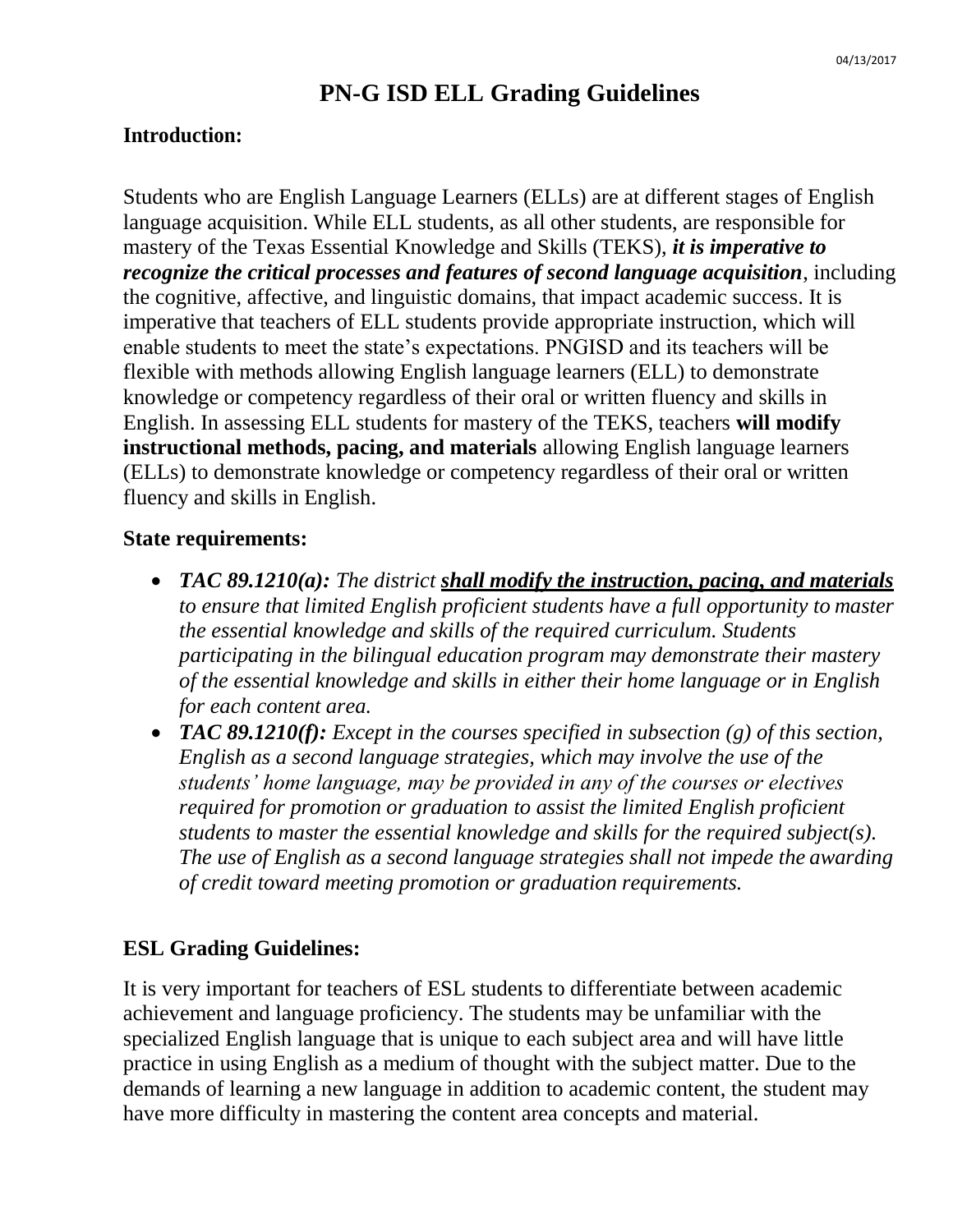# PN-G ISD ELL Grading Guidelines

**Introduction:**

Students who are English Language Learners (ELLs) are at different stages of English language acquisition. While ELL students, as all other students, are responsible for mastery of the Texas Essential Knowledge and Skills (TEKS), ***it is imperative to recognize the critical processes and features of second language acquisition***, including the cognitive, affective, and linguistic domains, that impact academic success. It is imperative that teachers of ELL students provide appropriate instruction, which will enable students to meet the state's expectations. PNGISD and its teachers will be flexible with methods allowing English language learners (ELL) to demonstrate knowledge or competency regardless of their oral or written fluency and skills in English. In assessing ELL students for mastery of the TEKS, teachers **will modify instructional methods, pacing, and materials** allowing English language learners (ELLs) to demonstrate knowledge or competency regardless of their oral or written fluency and skills in English.

**State requirements:**

- ***TAC 89.1210(a):*** *The district **shall modify the instruction, pacing, and materials** to ensure that limited English proficient students have a full opportunity to master the essential knowledge and skills of the required curriculum. Students participating in the bilingual education program may demonstrate their mastery of the essential knowledge and skills in either their home language or in English for each content area.*
- ***TAC 89.1210(f):*** *Except in the courses specified in subsection (g) of this section, English as a second language strategies, which may involve the use of the students' home language, may be provided in any of the courses or electives required for promotion or graduation to assist the limited English proficient students to master the essential knowledge and skills for the required subject(s). The use of English as a second language strategies shall not impede the awarding of credit toward meeting promotion or graduation requirements.*

## ESL Grading Guidelines:

It is very important for teachers of ESL students to differentiate between academic achievement and language proficiency. The students may be unfamiliar with the specialized English language that is unique to each subject area and will have little practice in using English as a medium of thought with the subject matter. Due to the demands of learning a new language in addition to academic content, the student may have more difficulty in mastering the content area concepts and material.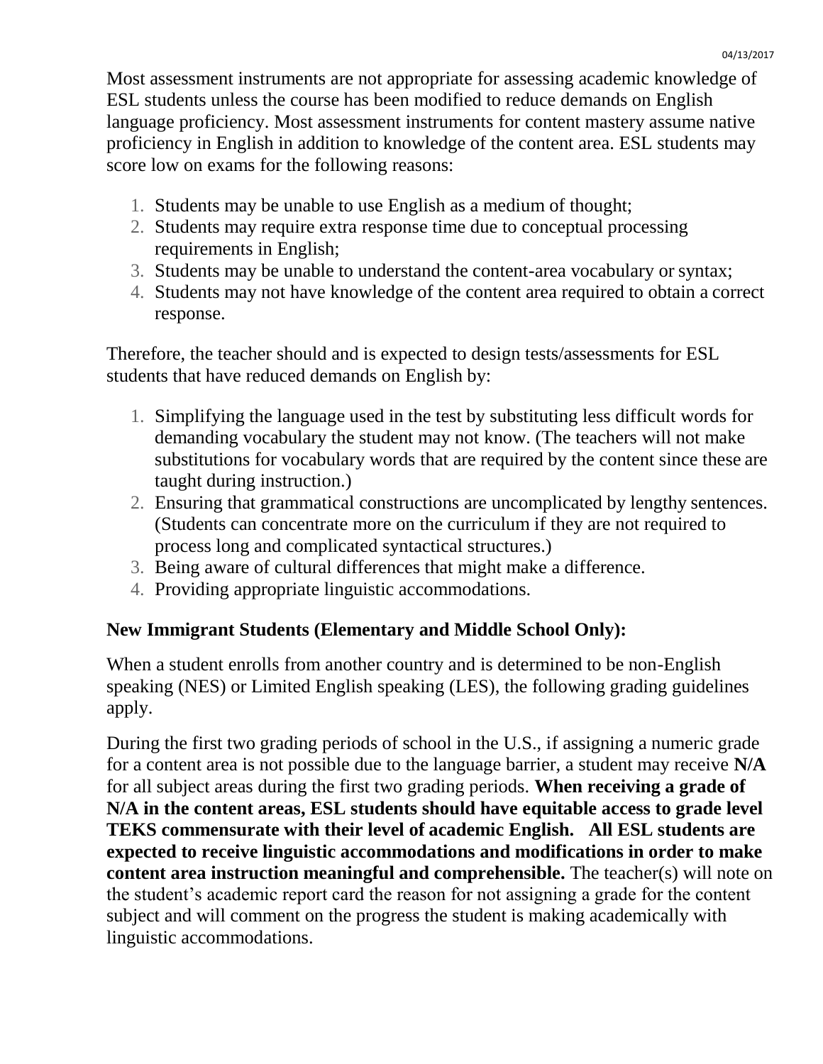Most assessment instruments are not appropriate for assessing academic knowledge of ESL students unless the course has been modified to reduce demands on English language proficiency. Most assessment instruments for content mastery assume native proficiency in English in addition to knowledge of the content area. ESL students may score low on exams for the following reasons:

1. Students may be unable to use English as a medium of thought;
2. Students may require extra response time due to conceptual processing requirements in English;
3. Students may be unable to understand the content-area vocabulary or syntax;
4. Students may not have knowledge of the content area required to obtain a correct response.

Therefore, the teacher should and is expected to design tests/assessments for ESL students that have reduced demands on English by:

1. Simplifying the language used in the test by substituting less difficult words for demanding vocabulary the student may not know. (The teachers will not make substitutions for vocabulary words that are required by the content since these are taught during instruction.)
2. Ensuring that grammatical constructions are uncomplicated by lengthy sentences. (Students can concentrate more on the curriculum if they are not required to process long and complicated syntactical structures.)
3. Being aware of cultural differences that might make a difference.
4. Providing appropriate linguistic accommodations.

### New Immigrant Students (Elementary and Middle School Only):

When a student enrolls from another country and is determined to be non-English speaking (NES) or Limited English speaking (LES), the following grading guidelines apply.

During the first two grading periods of school in the U.S., if assigning a numeric grade for a content area is not possible due to the language barrier, a student may receive **N/A** for all subject areas during the first two grading periods. **When receiving a grade of N/A in the content areas, ESL students should have equitable access to grade level TEKS commensurate with their level of academic English. All ESL students are expected to receive linguistic accommodations and modifications in order to make content area instruction meaningful and comprehensible.** The teacher(s) will note on the student's academic report card the reason for not assigning a grade for the content subject and will comment on the progress the student is making academically with linguistic accommodations.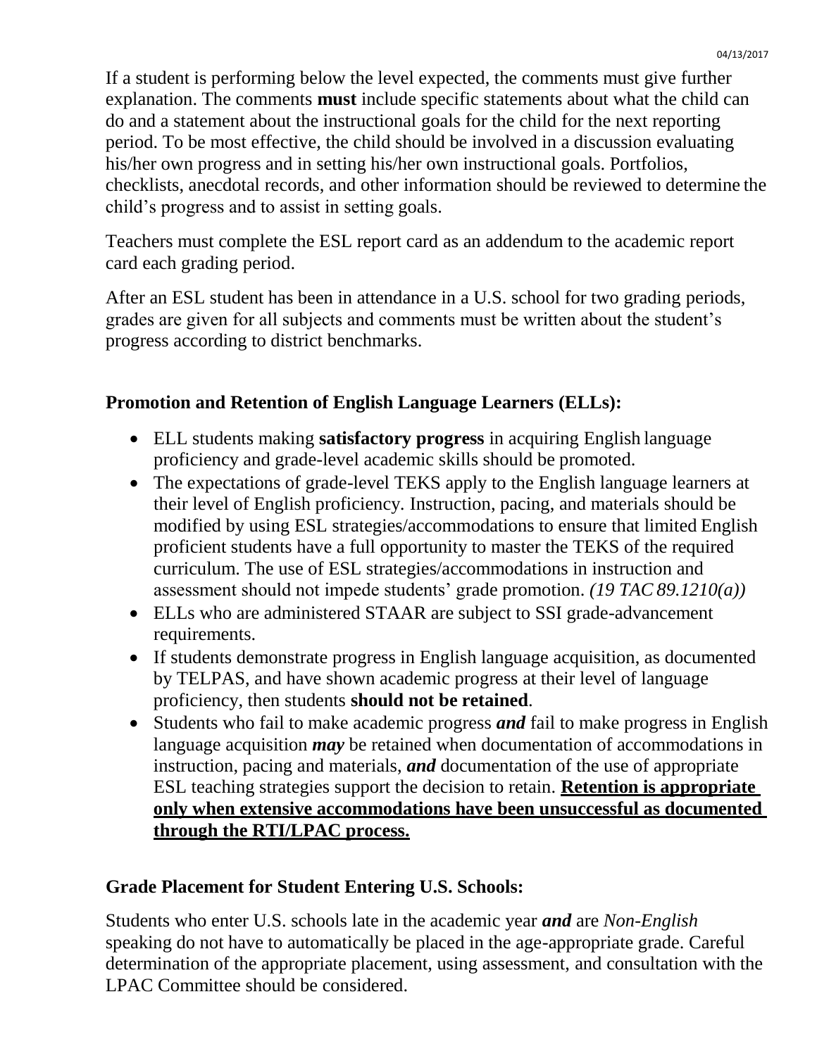If a student is performing below the level expected, the comments must give further explanation. The comments **must** include specific statements about what the child can do and a statement about the instructional goals for the child for the next reporting period. To be most effective, the child should be involved in a discussion evaluating his/her own progress and in setting his/her own instructional goals. Portfolios, checklists, anecdotal records, and other information should be reviewed to determine the child's progress and to assist in setting goals.

Teachers must complete the ESL report card as an addendum to the academic report card each grading period.

After an ESL student has been in attendance in a U.S. school for two grading periods, grades are given for all subjects and comments must be written about the student's progress according to district benchmarks.

### Promotion and Retention of English Language Learners (ELLs):

- ELL students making **satisfactory progress** in acquiring English language proficiency and grade-level academic skills should be promoted.
- The expectations of grade-level TEKS apply to the English language learners at their level of English proficiency. Instruction, pacing, and materials should be modified by using ESL strategies/accommodations to ensure that limited English proficient students have a full opportunity to master the TEKS of the required curriculum. The use of ESL strategies/accommodations in instruction and assessment should not impede students' grade promotion. *(19 TAC 89.1210(a))*
- ELLs who are administered STAAR are subject to SSI grade-advancement requirements.
- If students demonstrate progress in English language acquisition, as documented by TELPAS, and have shown academic progress at their level of language proficiency, then students **should not be retained**.
- Students who fail to make academic progress ***and*** fail to make progress in English language acquisition ***may*** be retained when documentation of accommodations in instruction, pacing and materials, ***and*** documentation of the use of appropriate ESL teaching strategies support the decision to retain. **<u>Retention is appropriate only when extensive accommodations have been unsuccessful as documented through the RTI/LPAC process.</u>**

### Grade Placement for Student Entering U.S. Schools:

Students who enter U.S. schools late in the academic year ***and*** are *Non-English* speaking do not have to automatically be placed in the age-appropriate grade. Careful determination of the appropriate placement, using assessment, and consultation with the LPAC Committee should be considered.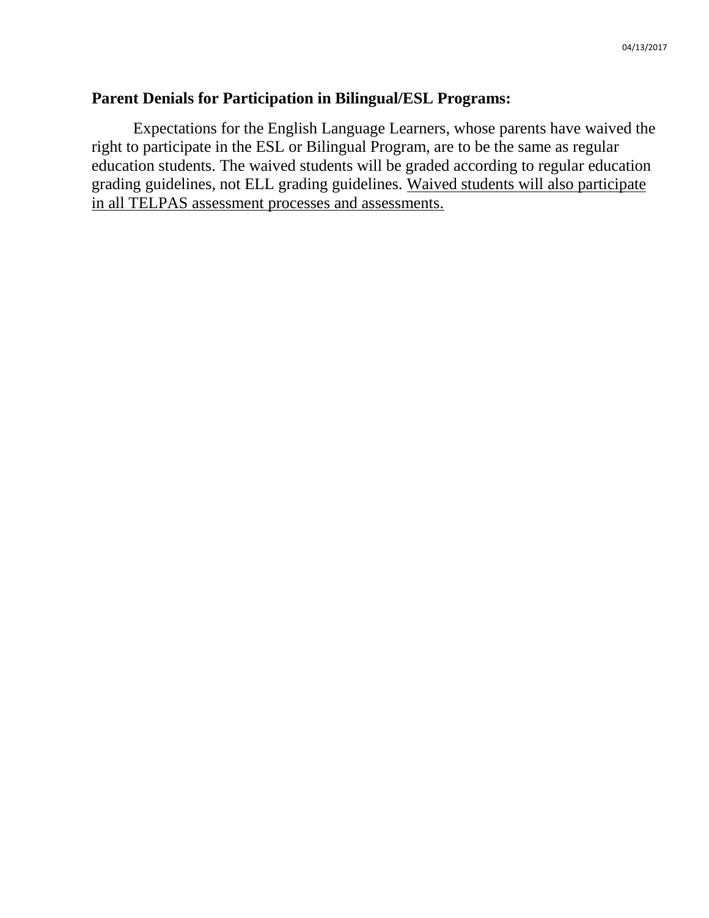**Parent Denials for Participation in Bilingual/ESL Programs:**

Expectations for the English Language Learners, whose parents have waived the right to participate in the ESL or Bilingual Program, are to be the same as regular education students. The waived students will be graded according to regular education grading guidelines, not ELL grading guidelines. <u>Waived students will also participate in all TELPAS assessment processes and assessments.</u>